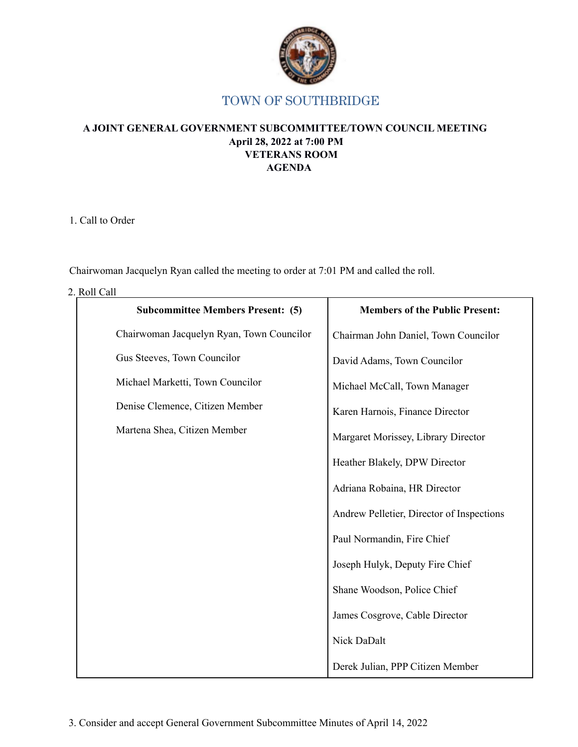# TOWN OF SOUTHBRIDGE

**A JOINT GENERAL GOVERNMENT SUBCOMMITTEE/TOWN COUNCIL MEETING**
**April 28, 2022 at 7:00 PM**
**VETERANS ROOM**
**AGENDA**

1. Call to Order

Chairwoman Jacquelyn Ryan called the meeting to order at 7:01 PM and called the roll.

2. Roll Call

| Subcommittee Members Present: (5) | Members of the Public Present: |
|---|---|
| Chairwoman Jacquelyn Ryan, Town Councilor | Chairman John Daniel, Town Councilor |
| Gus Steeves, Town Councilor | David Adams, Town Councilor |
| Michael Marketti, Town Councilor | Michael McCall, Town Manager |
| Denise Clemence, Citizen Member | Karen Harnois, Finance Director |
| Martena Shea, Citizen Member | Margaret Morissey, Library Director |
| | Heather Blakely, DPW Director |
| | Adriana Robaina, HR Director |
| | Andrew Pelletier, Director of Inspections |
| | Paul Normandin, Fire Chief |
| | Joseph Hulyk, Deputy Fire Chief |
| | Shane Woodson, Police Chief |
| | James Cosgrove, Cable Director |
| | Nick DaDalt |
| | Derek Julian, PPP Citizen Member |

3. Consider and accept General Government Subcommittee Minutes of April 14, 2022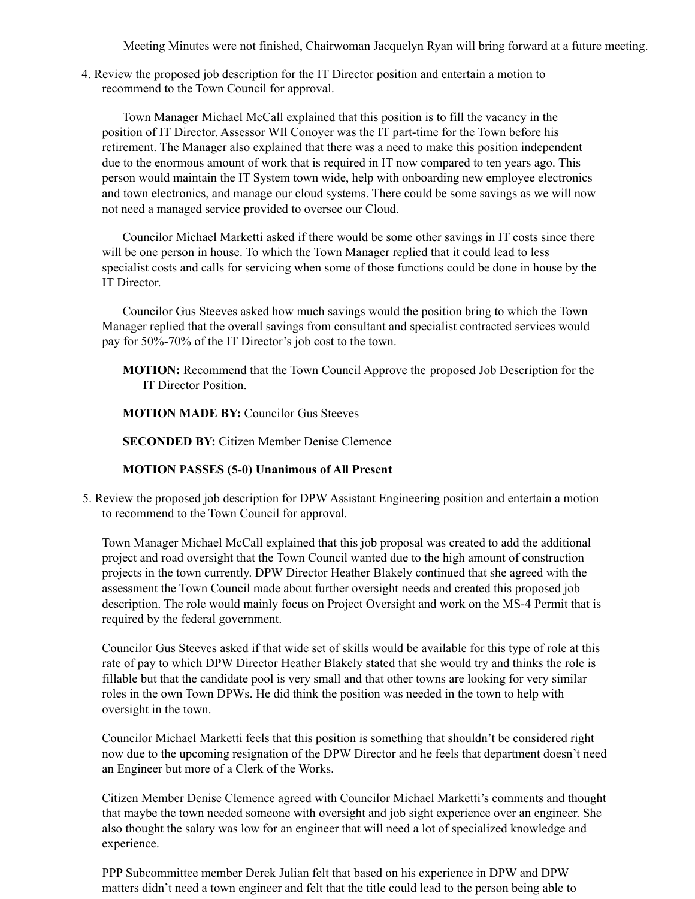Meeting Minutes were not finished, Chairwoman Jacquelyn Ryan will bring forward at a future meeting.

4. Review the proposed job description for the IT Director position and entertain a motion to recommend to the Town Council for approval.

   Town Manager Michael McCall explained that this position is to fill the vacancy in the position of IT Director. Assessor WIl Conoyer was the IT part-time for the Town before his retirement. The Manager also explained that there was a need to make this position independent due to the enormous amount of work that is required in IT now compared to ten years ago. This person would maintain the IT System town wide, help with onboarding new employee electronics and town electronics, and manage our cloud systems. There could be some savings as we will now not need a managed service provided to oversee our Cloud.

   Councilor Michael Marketti asked if there would be some other savings in IT costs since there will be one person in house. To which the Town Manager replied that it could lead to less specialist costs and calls for servicing when some of those functions could be done in house by the IT Director.

   Councilor Gus Steeves asked how much savings would the position bring to which the Town Manager replied that the overall savings from consultant and specialist contracted services would pay for 50%-70% of the IT Director's job cost to the town.

   **MOTION:** Recommend that the Town Council Approve the proposed Job Description for the IT Director Position.

   **MOTION MADE BY:** Councilor Gus Steeves

   **SECONDED BY:** Citizen Member Denise Clemence

   **MOTION PASSES (5-0) Unanimous of All Present**

5. Review the proposed job description for DPW Assistant Engineering position and entertain a motion to recommend to the Town Council for approval.

   Town Manager Michael McCall explained that this job proposal was created to add the additional project and road oversight that the Town Council wanted due to the high amount of construction projects in the town currently. DPW Director Heather Blakely continued that she agreed with the assessment the Town Council made about further oversight needs and created this proposed job description. The role would mainly focus on Project Oversight and work on the MS-4 Permit that is required by the federal government.

   Councilor Gus Steeves asked if that wide set of skills would be available for this type of role at this rate of pay to which DPW Director Heather Blakely stated that she would try and thinks the role is fillable but that the candidate pool is very small and that other towns are looking for very similar roles in the own Town DPWs. He did think the position was needed in the town to help with oversight in the town.

   Councilor Michael Marketti feels that this position is something that shouldn't be considered right now due to the upcoming resignation of the DPW Director and he feels that department doesn't need an Engineer but more of a Clerk of the Works.

   Citizen Member Denise Clemence agreed with Councilor Michael Marketti's comments and thought that maybe the town needed someone with oversight and job sight experience over an engineer. She also thought the salary was low for an engineer that will need a lot of specialized knowledge and experience.

   PPP Subcommittee member Derek Julian felt that based on his experience in DPW and DPW matters didn't need a town engineer and felt that the title could lead to the person being able to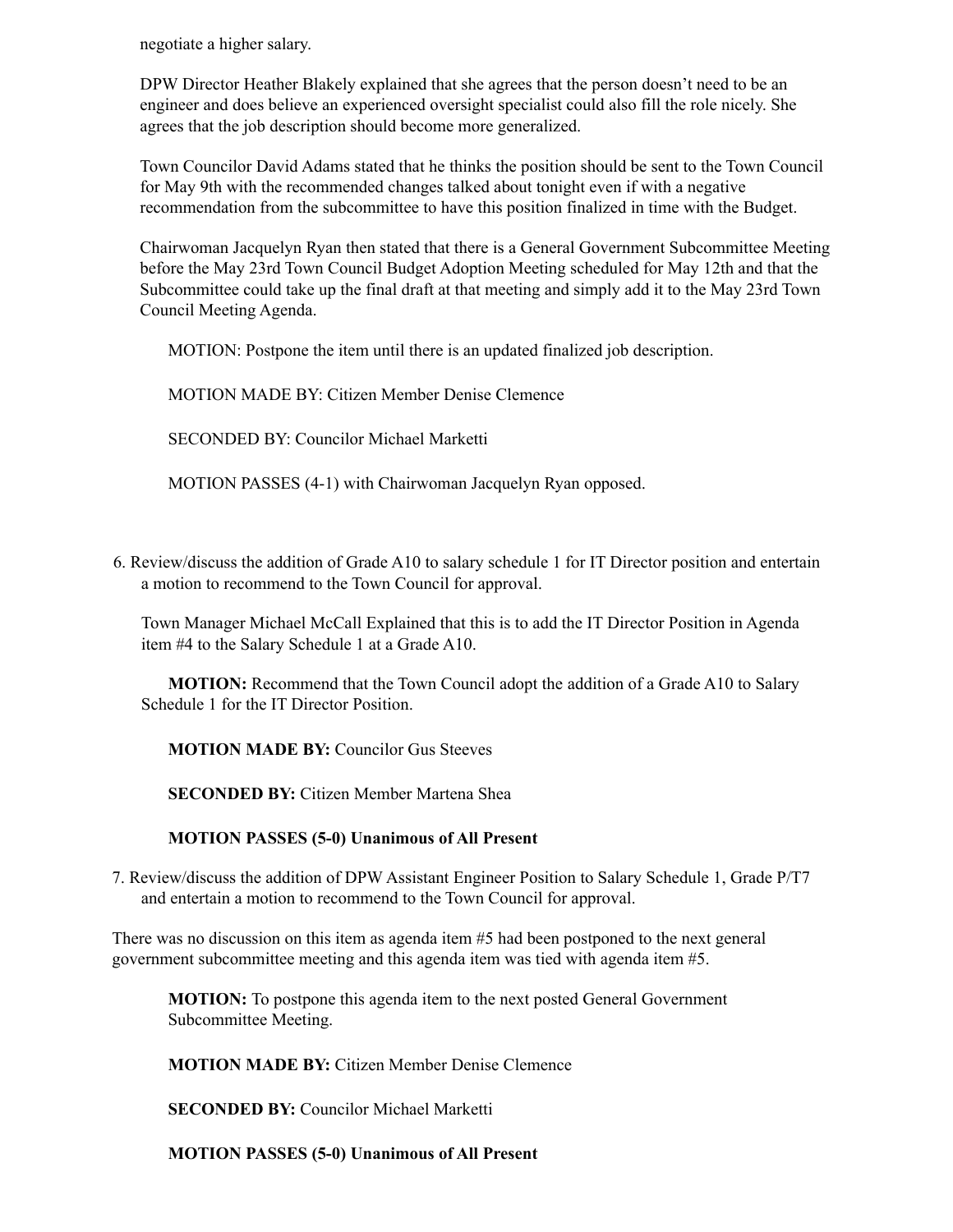negotiate a higher salary.

DPW Director Heather Blakely explained that she agrees that the person doesn't need to be an engineer and does believe an experienced oversight specialist could also fill the role nicely. She agrees that the job description should become more generalized.

Town Councilor David Adams stated that he thinks the position should be sent to the Town Council for May 9th with the recommended changes talked about tonight even if with a negative recommendation from the subcommittee to have this position finalized in time with the Budget.

Chairwoman Jacquelyn Ryan then stated that there is a General Government Subcommittee Meeting before the May 23rd Town Council Budget Adoption Meeting scheduled for May 12th and that the Subcommittee could take up the final draft at that meeting and simply add it to the May 23rd Town Council Meeting Agenda.

MOTION: Postpone the item until there is an updated finalized job description.

MOTION MADE BY: Citizen Member Denise Clemence

SECONDED BY: Councilor Michael Marketti

MOTION PASSES (4-1) with Chairwoman Jacquelyn Ryan opposed.

6. Review/discuss the addition of Grade A10 to salary schedule 1 for IT Director position and entertain a motion to recommend to the Town Council for approval.

Town Manager Michael McCall Explained that this is to add the IT Director Position in Agenda item #4 to the Salary Schedule 1 at a Grade A10.

**MOTION:** Recommend that the Town Council adopt the addition of a Grade A10 to Salary Schedule 1 for the IT Director Position.

**MOTION MADE BY:** Councilor Gus Steeves

**SECONDED BY:** Citizen Member Martena Shea

**MOTION PASSES (5-0) Unanimous of All Present**

7. Review/discuss the addition of DPW Assistant Engineer Position to Salary Schedule 1, Grade P/T7 and entertain a motion to recommend to the Town Council for approval.

There was no discussion on this item as agenda item #5 had been postponed to the next general government subcommittee meeting and this agenda item was tied with agenda item #5.

**MOTION:** To postpone this agenda item to the next posted General Government Subcommittee Meeting.

**MOTION MADE BY:** Citizen Member Denise Clemence

**SECONDED BY:** Councilor Michael Marketti

**MOTION PASSES (5-0) Unanimous of All Present**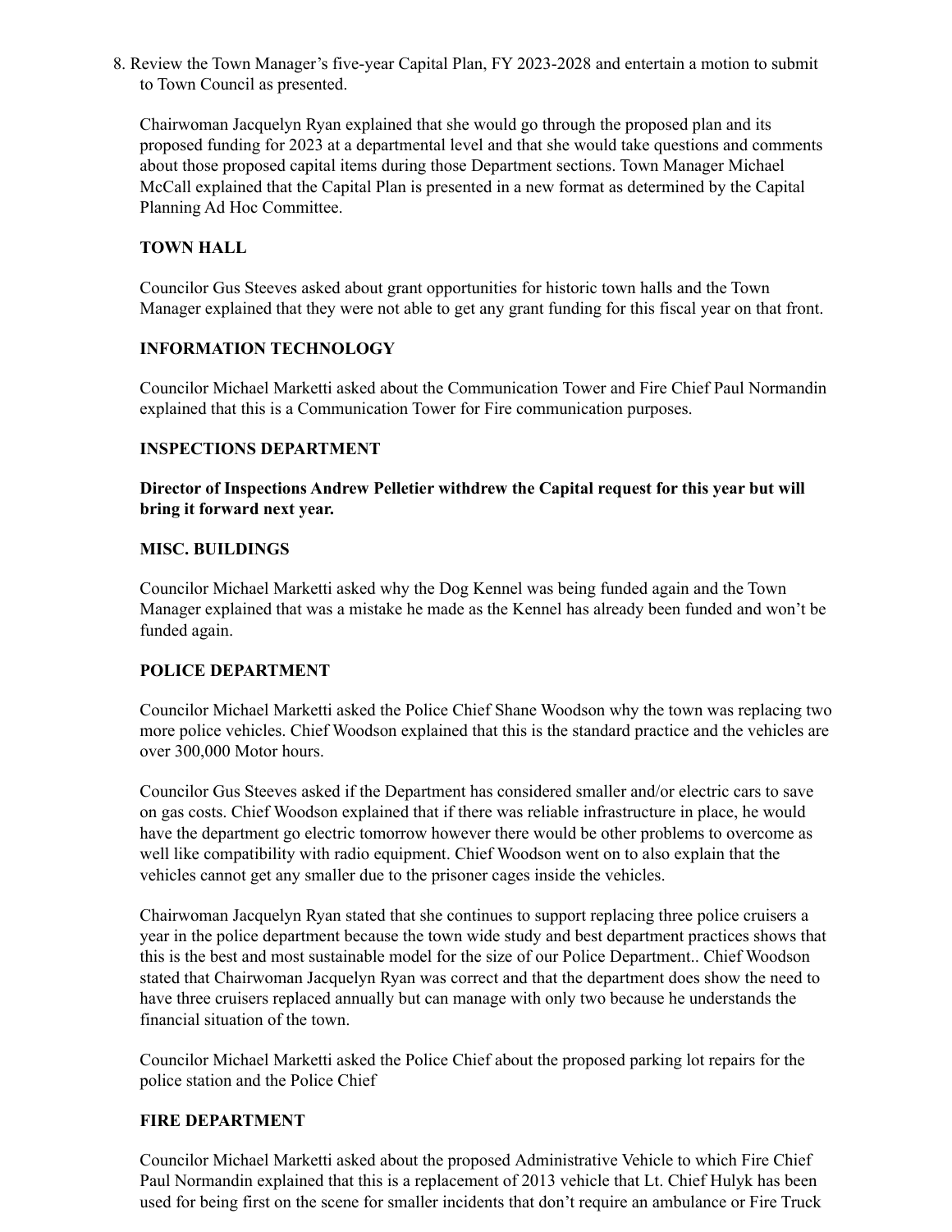8. Review the Town Manager's five-year Capital Plan, FY 2023-2028 and entertain a motion to submit to Town Council as presented.

Chairwoman Jacquelyn Ryan explained that she would go through the proposed plan and its proposed funding for 2023 at a departmental level and that she would take questions and comments about those proposed capital items during those Department sections. Town Manager Michael McCall explained that the Capital Plan is presented in a new format as determined by the Capital Planning Ad Hoc Committee.

**TOWN HALL**

Councilor Gus Steeves asked about grant opportunities for historic town halls and the Town Manager explained that they were not able to get any grant funding for this fiscal year on that front.

**INFORMATION TECHNOLOGY**

Councilor Michael Marketti asked about the Communication Tower and Fire Chief Paul Normandin explained that this is a Communication Tower for Fire communication purposes.

**INSPECTIONS DEPARTMENT**

**Director of Inspections Andrew Pelletier withdrew the Capital request for this year but will bring it forward next year.**

**MISC. BUILDINGS**

Councilor Michael Marketti asked why the Dog Kennel was being funded again and the Town Manager explained that was a mistake he made as the Kennel has already been funded and won't be funded again.

**POLICE DEPARTMENT**

Councilor Michael Marketti asked the Police Chief Shane Woodson why the town was replacing two more police vehicles. Chief Woodson explained that this is the standard practice and the vehicles are over 300,000 Motor hours.

Councilor Gus Steeves asked if the Department has considered smaller and/or electric cars to save on gas costs. Chief Woodson explained that if there was reliable infrastructure in place, he would have the department go electric tomorrow however there would be other problems to overcome as well like compatibility with radio equipment. Chief Woodson went on to also explain that the vehicles cannot get any smaller due to the prisoner cages inside the vehicles.

Chairwoman Jacquelyn Ryan stated that she continues to support replacing three police cruisers a year in the police department because the town wide study and best department practices shows that this is the best and most sustainable model for the size of our Police Department.. Chief Woodson stated that Chairwoman Jacquelyn Ryan was correct and that the department does show the need to have three cruisers replaced annually but can manage with only two because he understands the financial situation of the town.

Councilor Michael Marketti asked the Police Chief about the proposed parking lot repairs for the police station and the Police Chief

**FIRE DEPARTMENT**

Councilor Michael Marketti asked about the proposed Administrative Vehicle to which Fire Chief Paul Normandin explained that this is a replacement of 2013 vehicle that Lt. Chief Hulyk has been used for being first on the scene for smaller incidents that don't require an ambulance or Fire Truck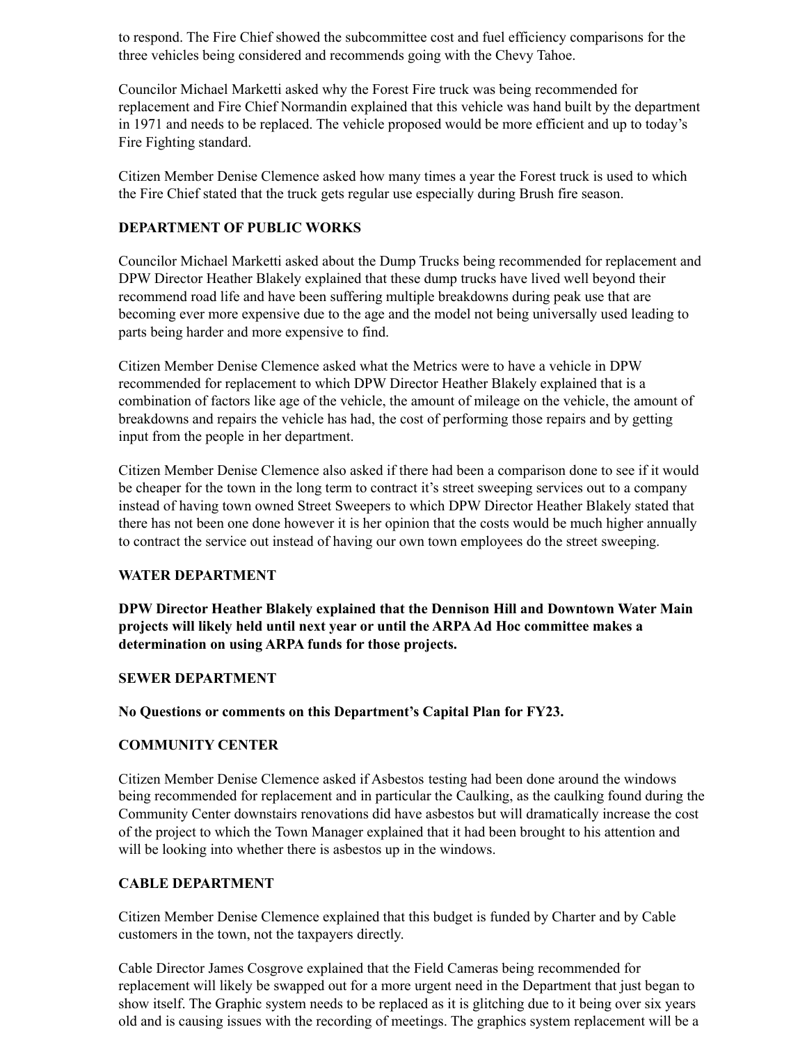to respond. The Fire Chief showed the subcommittee cost and fuel efficiency comparisons for the three vehicles being considered and recommends going with the Chevy Tahoe.

Councilor Michael Marketti asked why the Forest Fire truck was being recommended for replacement and Fire Chief Normandin explained that this vehicle was hand built by the department in 1971 and needs to be replaced. The vehicle proposed would be more efficient and up to today's Fire Fighting standard.

Citizen Member Denise Clemence asked how many times a year the Forest truck is used to which the Fire Chief stated that the truck gets regular use especially during Brush fire season.

**DEPARTMENT OF PUBLIC WORKS**

Councilor Michael Marketti asked about the Dump Trucks being recommended for replacement and DPW Director Heather Blakely explained that these dump trucks have lived well beyond their recommend road life and have been suffering multiple breakdowns during peak use that are becoming ever more expensive due to the age and the model not being universally used leading to parts being harder and more expensive to find.

Citizen Member Denise Clemence asked what the Metrics were to have a vehicle in DPW recommended for replacement to which DPW Director Heather Blakely explained that is a combination of factors like age of the vehicle, the amount of mileage on the vehicle, the amount of breakdowns and repairs the vehicle has had, the cost of performing those repairs and by getting input from the people in her department.

Citizen Member Denise Clemence also asked if there had been a comparison done to see if it would be cheaper for the town in the long term to contract it's street sweeping services out to a company instead of having town owned Street Sweepers to which DPW Director Heather Blakely stated that there has not been one done however it is her opinion that the costs would be much higher annually to contract the service out instead of having our own town employees do the street sweeping.

**WATER DEPARTMENT**

**DPW Director Heather Blakely explained that the Dennison Hill and Downtown Water Main projects will likely held until next year or until the ARPA Ad Hoc committee makes a determination on using ARPA funds for those projects.**

**SEWER DEPARTMENT**

**No Questions or comments on this Department's Capital Plan for FY23.**

**COMMUNITY CENTER**

Citizen Member Denise Clemence asked if Asbestos testing had been done around the windows being recommended for replacement and in particular the Caulking, as the caulking found during the Community Center downstairs renovations did have asbestos but will dramatically increase the cost of the project to which the Town Manager explained that it had been brought to his attention and will be looking into whether there is asbestos up in the windows.

**CABLE DEPARTMENT**

Citizen Member Denise Clemence explained that this budget is funded by Charter and by Cable customers in the town, not the taxpayers directly.

Cable Director James Cosgrove explained that the Field Cameras being recommended for replacement will likely be swapped out for a more urgent need in the Department that just began to show itself. The Graphic system needs to be replaced as it is glitching due to it being over six years old and is causing issues with the recording of meetings. The graphics system replacement will be a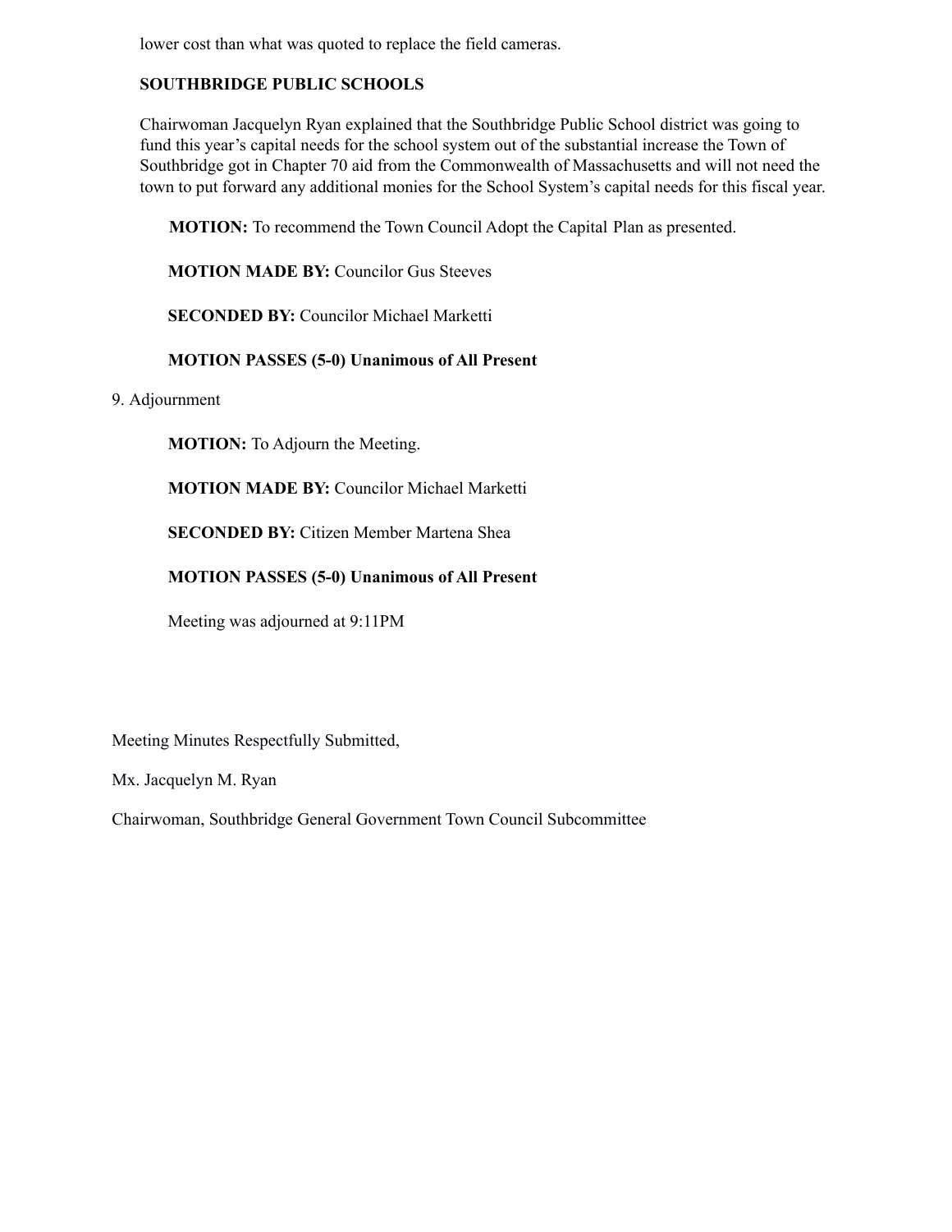lower cost than what was quoted to replace the field cameras.

**SOUTHBRIDGE PUBLIC SCHOOLS**

Chairwoman Jacquelyn Ryan explained that the Southbridge Public School district was going to fund this year's capital needs for the school system out of the substantial increase the Town of Southbridge got in Chapter 70 aid from the Commonwealth of Massachusetts and will not need the town to put forward any additional monies for the School System's capital needs for this fiscal year.

**MOTION:** To recommend the Town Council Adopt the Capital Plan as presented.

**MOTION MADE BY:** Councilor Gus Steeves

**SECONDED BY:** Councilor Michael Marketti

**MOTION PASSES (5-0) Unanimous of All Present**

9. Adjournment

**MOTION:** To Adjourn the Meeting.

**MOTION MADE BY:** Councilor Michael Marketti

**SECONDED BY:** Citizen Member Martena Shea

**MOTION PASSES (5-0) Unanimous of All Present**

Meeting was adjourned at 9:11PM

Meeting Minutes Respectfully Submitted,

Mx. Jacquelyn M. Ryan

Chairwoman, Southbridge General Government Town Council Subcommittee